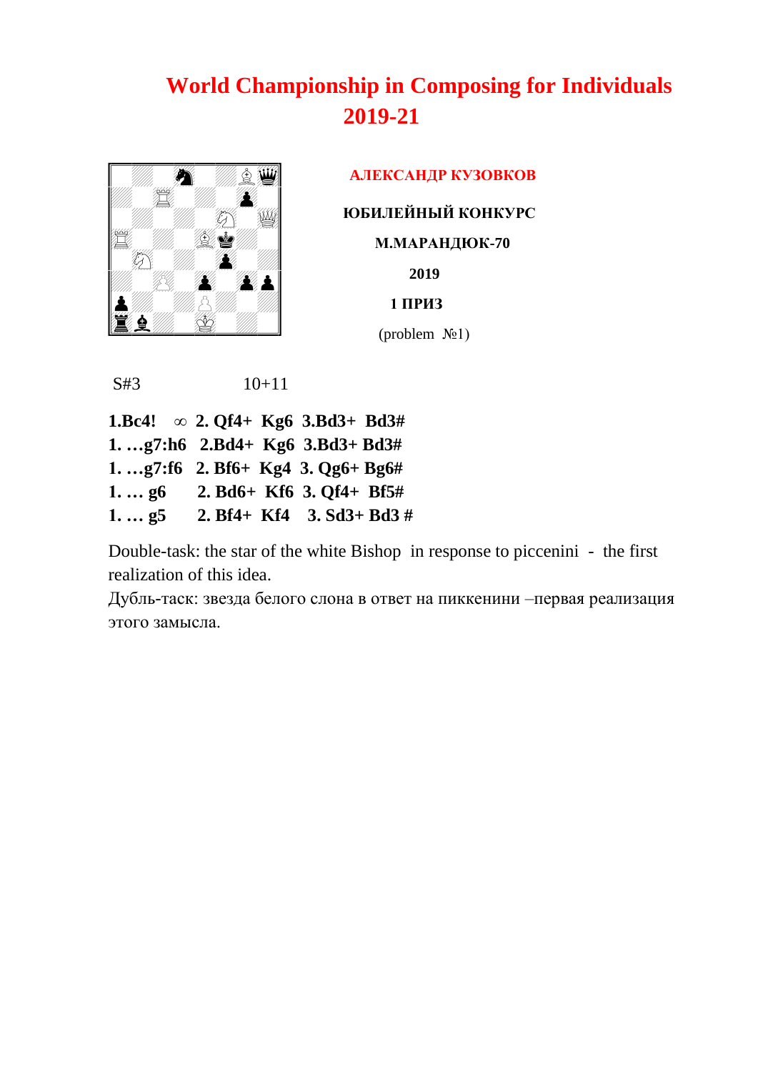# World Championship in Composing for Individuals 2019-21

**АЛЕКСАНДР КУЗОВКОВ**

**ЮБИЛЕЙНЫЙ КОНКУРС**

**М.МАРАНДЮК-70**

**2019**

**1 ПРИЗ**

(problem №1)

S#3 10+11

**1.Bc4! ∞ 2. Qf4+ Kg6 3.Bd3+ Bd3#**
**1. …g7:h6 2.Bd4+ Kg6 3.Bd3+ Bd3#**
**1. …g7:f6 2. Bf6+ Kg4 3. Qg6+ Bg6#**
**1. … g6 2. Bd6+ Kf6 3. Qf4+ Bf5#**
**1. … g5 2. Bf4+ Kf4 3. Sd3+ Bd3 #**

Double-task: the star of the white Bishop in response to piccenini - the first realization of this idea.

Дубль-таск: звезда белого слона в ответ на пиккенини –первая реализация этого замысла.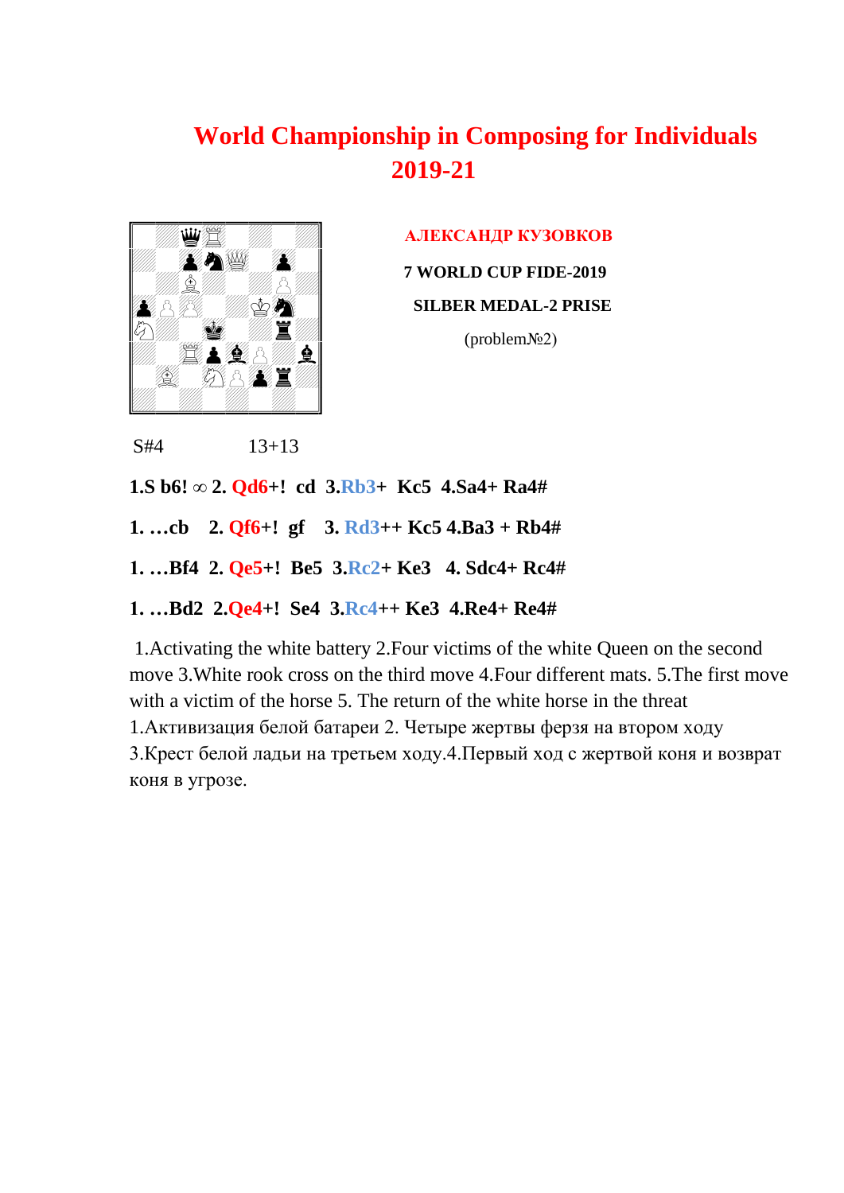# World Championship in Composing for Individuals 2019-21

**АЛЕКСАНДР КУЗОВКОВ**

**7 WORLD CUP FIDE-2019**

**SILBER MEDAL-2 PRISE**

(problem№2)

S#4 13+13

**1.S b6! ∞ 2. Qd6+! cd 3.Rb3+ Kc5 4.Sa4+ Ra4#**

**1. …cb 2. Qf6+! gf 3. Rd3++ Kc5 4.Ba3 + Rb4#**

**1. …Bf4 2. Qe5+! Be5 3.Rc2+ Ke3 4. Sdc4+ Rc4#**

**1. …Bd2 2.Qe4+! Se4 3.Rc4++ Ke3 4.Re4+ Re4#**

1.Activating the white battery 2.Four victims of the white Queen on the second move 3.White rook cross on the third move 4.Four different mats. 5.The first move with a victim of the horse 5. The return of the white horse in the threat

1.Активизация белой батареи 2. Четыре жертвы ферзя на втором ходу 3.Крест белой ладьи на третьем ходу.4.Первый ход с жертвой коня и возврат коня в угрозе.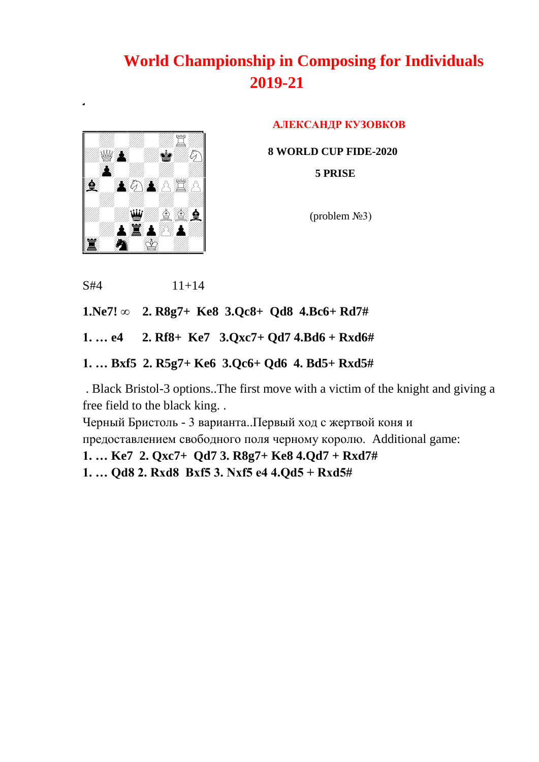# World Championship in Composing for Individuals 2019-21

**АЛЕКСАНДР КУЗОВКОВ**

**8 WORLD CUP FIDE-2020**

**5 PRISE**

(problem №3)

S#4 11+14

**1.Ne7! ∞ 2. R8g7+ Ke8 3.Qc8+ Qd8 4.Bc6+ Rd7#**

**1. … e4 2. Rf8+ Ke7 3.Qxc7+ Qd7 4.Bd6 + Rxd6#**

**1. … Bxf5 2. R5g7+ Ke6 3.Qc6+ Qd6 4. Bd5+ Rxd5#**

. Black Bristol-3 options..The first move with a victim of the knight and giving a free field to the black king. .
Черный Бристоль - 3 варианта..Первый ход с жертвой коня и предоставлением свободного поля черному королю. Additional game:

**1. … Ke7 2. Qxc7+ Qd7 3. R8g7+ Ke8 4.Qd7 + Rxd7#**
**1. … Qd8 2. Rxd8 Bxf5 3. Nxf5 e4 4.Qd5 + Rxd5#**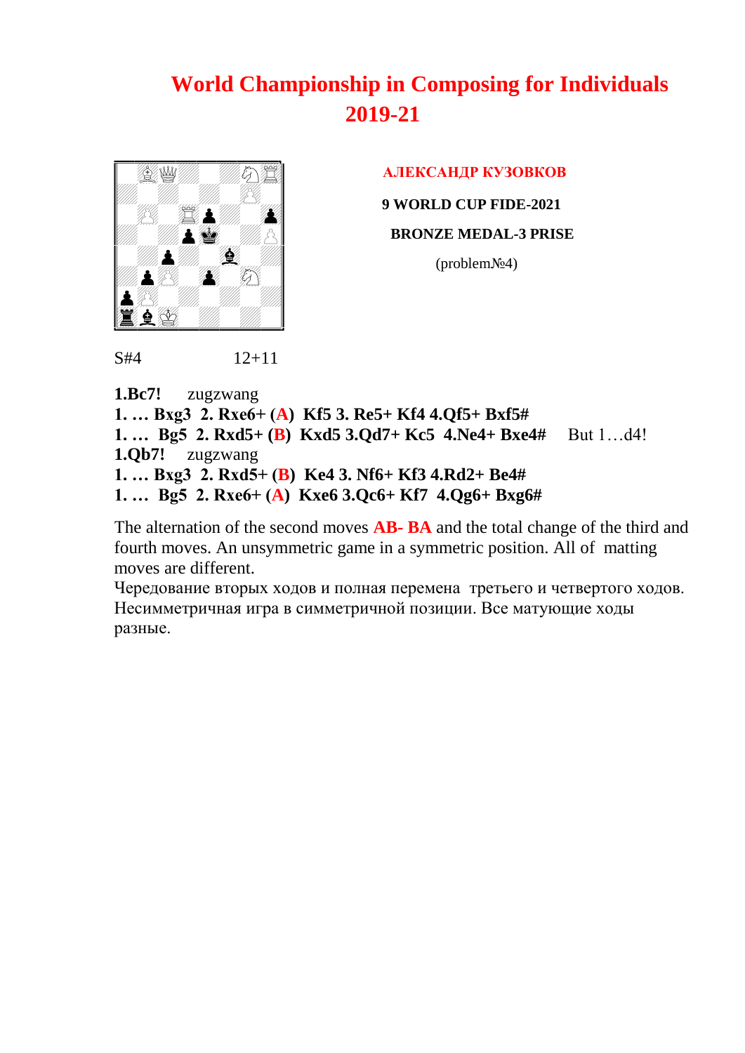# World Championship in Composing for Individuals 2019-21

**АЛЕКСАНДР КУЗОВКОВ**

**9 WORLD CUP FIDE-2021**

**BRONZE MEDAL-3 PRISE**

(problem№4)

S#4 12+11

**1.Bc7!** zugzwang
**1. … Bxg3 2. Rxe6+ (A) Kf5 3. Re5+ Kf4 4.Qf5+ Bxf5#**
**1. … Bg5 2. Rxd5+ (B) Kxd5 3.Qd7+ Kc5 4.Ne4+ Bxe4#** But 1…d4!
**1.Qb7!** zugzwang
**1. … Bxg3 2. Rxd5+ (B) Ke4 3. Nf6+ Kf3 4.Rd2+ Be4#**
**1. … Bg5 2. Rxe6+ (A) Kxe6 3.Qc6+ Kf7 4.Qg6+ Bxg6#**

The alternation of the second moves **AB- BA** and the total change of the third and fourth moves. An unsymmetric game in a symmetric position. All of matting moves are different.
Чередование вторых ходов и полная перемена третьего и четвертого ходов. Несимметричная игра в симметричной позиции. Все матующие ходы разные.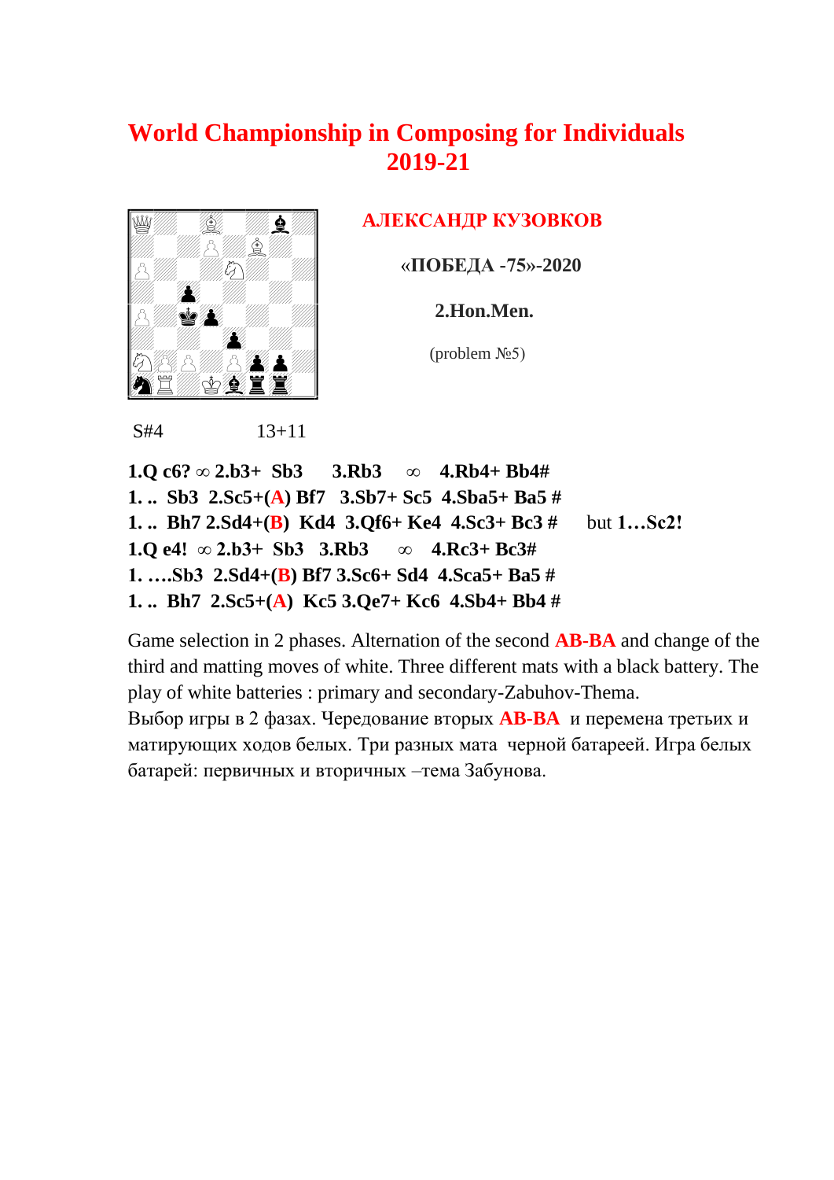# World Championship in Composing for Individuals 2019-21

**АЛЕКСАНДР КУЗОВКОВ**

**«ПОБЕДА -75»-2020**

**2.Hon.Men.**

(problem №5)

S#4 13+11

**1.Q c6? ∞ 2.b3+ Sb3 3.Rb3 ∞ 4.Rb4+ Bb4#**
**1. .. Sb3 2.Sc5+(A) Bf7 3.Sb7+ Sc5 4.Sba5+ Ba5 #**
**1. .. Bh7 2.Sd4+(B) Kd4 3.Qf6+ Ke4 4.Sc3+ Bc3 #** but **1…Sc2!**
**1.Q e4! ∞ 2.b3+ Sb3 3.Rb3 ∞ 4.Rc3+ Bc3#**
**1. ….Sb3 2.Sd4+(B) Bf7 3.Sc6+ Sd4 4.Sca5+ Ba5 #**
**1. .. Bh7 2.Sc5+(A) Kc5 3.Qe7+ Kc6 4.Sb4+ Bb4 #**

Game selection in 2 phases. Alternation of the second **AB-BA** and change of the third and matting moves of white. Three different mats with a black battery. The play of white batteries : primary and secondary-Zabuhov-Thema.

Выбор игры в 2 фазах. Чередование вторых **AB-BA** и перемена третьих и матирующих ходов белых. Три разных мата черной батареей. Игра белых батарей: первичных и вторичных –тема Забунова.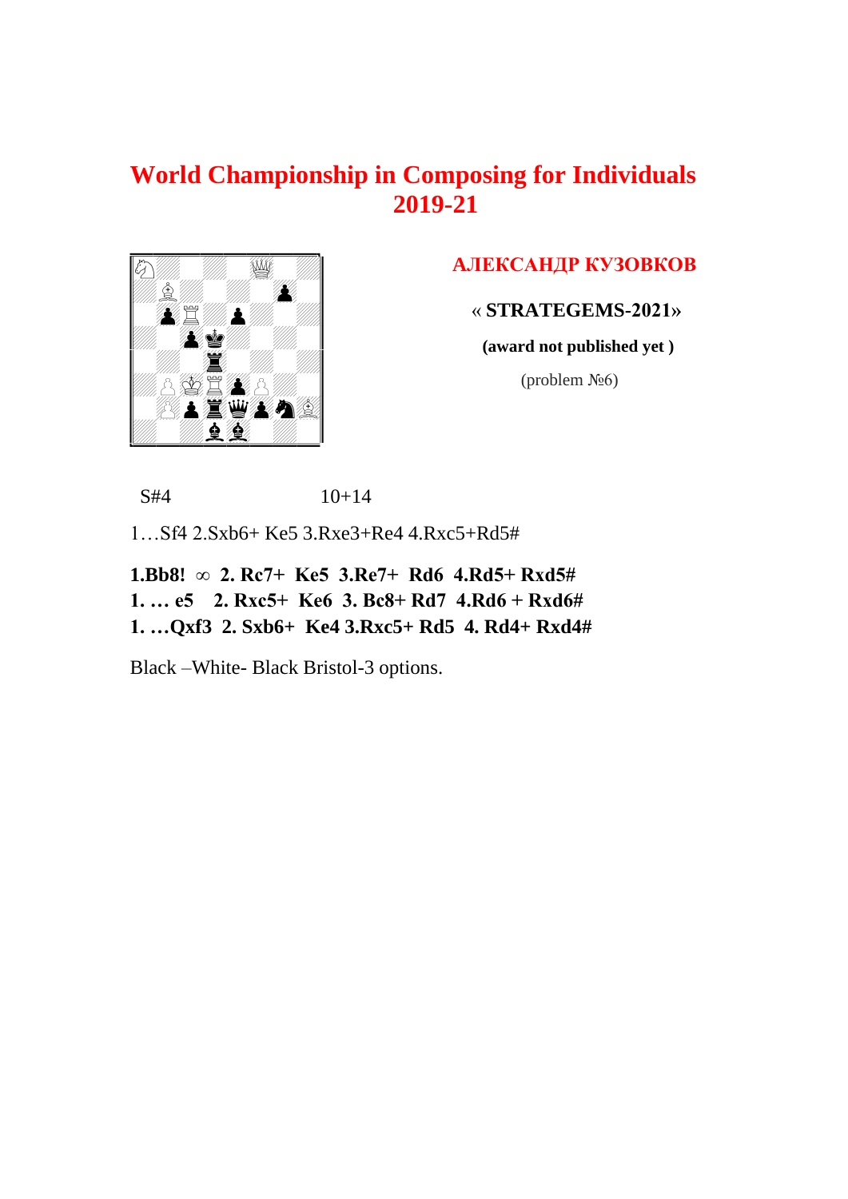# World Championship in Composing for Individuals 2019-21

**АЛЕКСАНДР КУЗОВКОВ**

**« STRATEGEMS-2021»**

**(award not published yet )**

(problem №6)

S#4 10+14

1…Sf4 2.Sxb6+ Ke5 3.Rxe3+Re4 4.Rxc5+Rd5#

**1.Bb8! ∞ 2. Rc7+ Ke5 3.Re7+ Rd6 4.Rd5+ Rxd5#**
**1. … e5 2. Rxc5+ Ke6 3. Bc8+ Rd7 4.Rd6 + Rxd6#**
**1. …Qxf3 2. Sxb6+ Ke4 3.Rxc5+ Rd5 4. Rd4+ Rxd4#**

Black –White- Black Bristol-3 options.